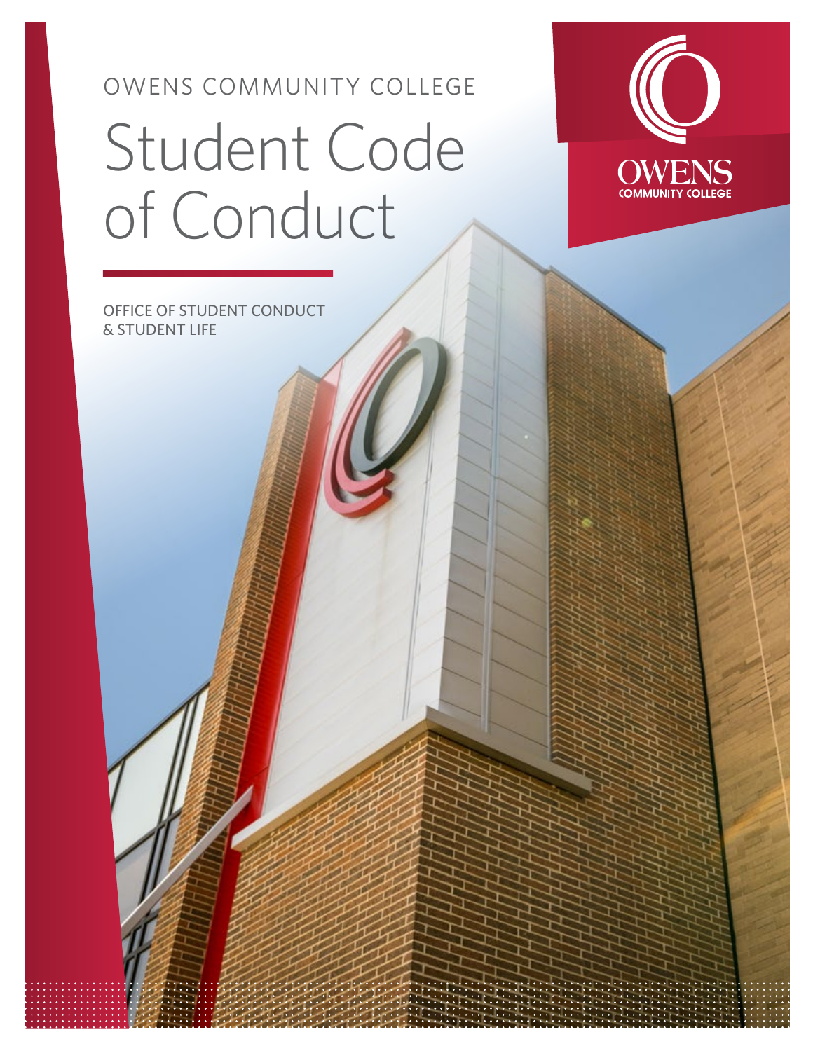OWENS COMMUNITY COLLEGE

# Student Code of Conduct

OFFICE OF STUDENT CONDUCT & STUDENT LIFE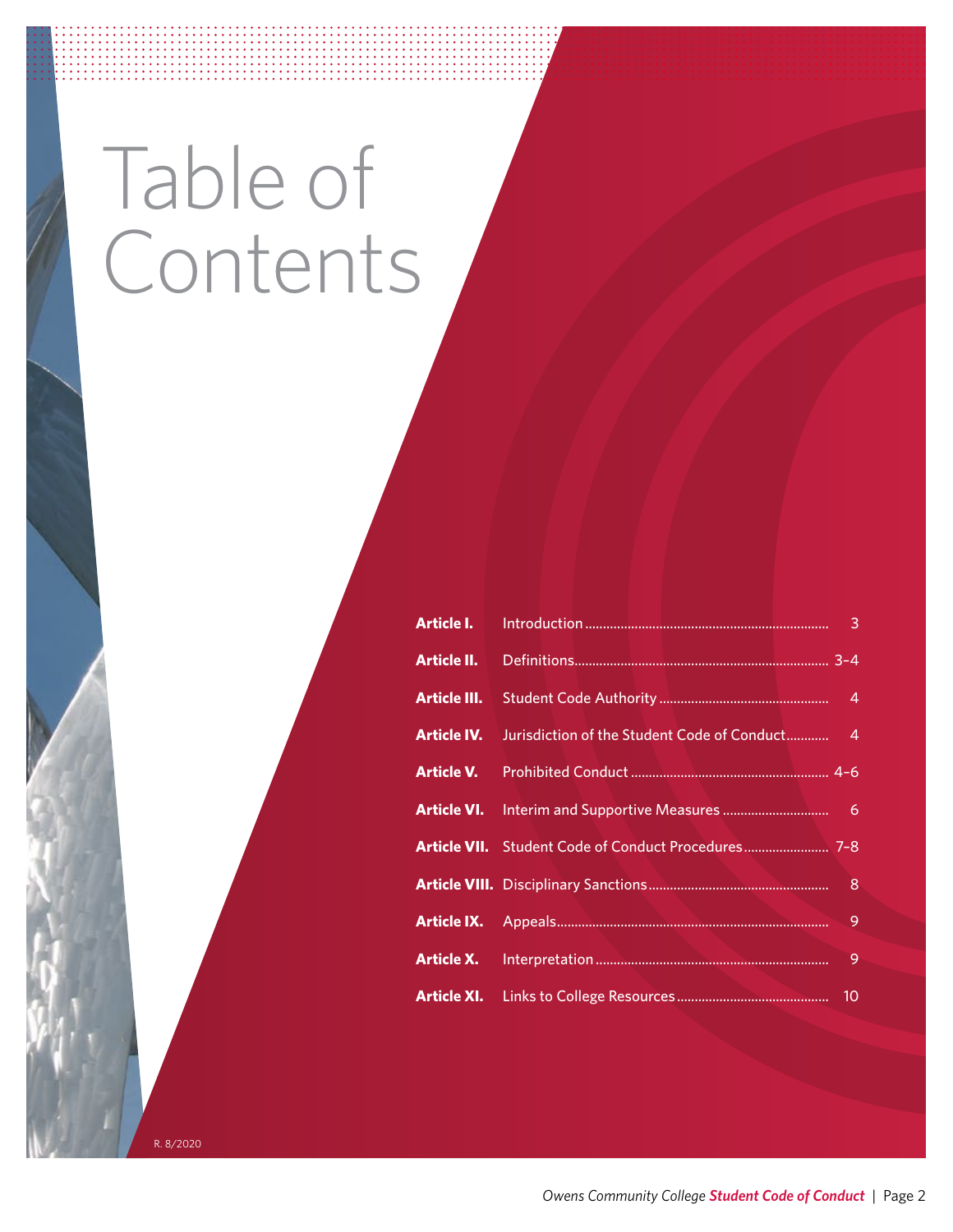# Table of Contents

| | | |
|---|---|---|
| **Article I.** | Introduction | 3 |
| **Article II.** | Definitions | 3–4 |
| **Article III.** | Student Code Authority | 4 |
| **Article IV.** | Jurisdiction of the Student Code of Conduct | 4 |
| **Article V.** | Prohibited Conduct | 4–6 |
| **Article VI.** | Interim and Supportive Measures | 6 |
| **Article VII.** | Student Code of Conduct Procedures | 7–8 |
| **Article VIII.** | Disciplinary Sanctions | 8 |
| **Article IX.** | Appeals | 9 |
| **Article X.** | Interpretation | 9 |
| **Article XI.** | Links to College Resources | 10 |

R. 8/2020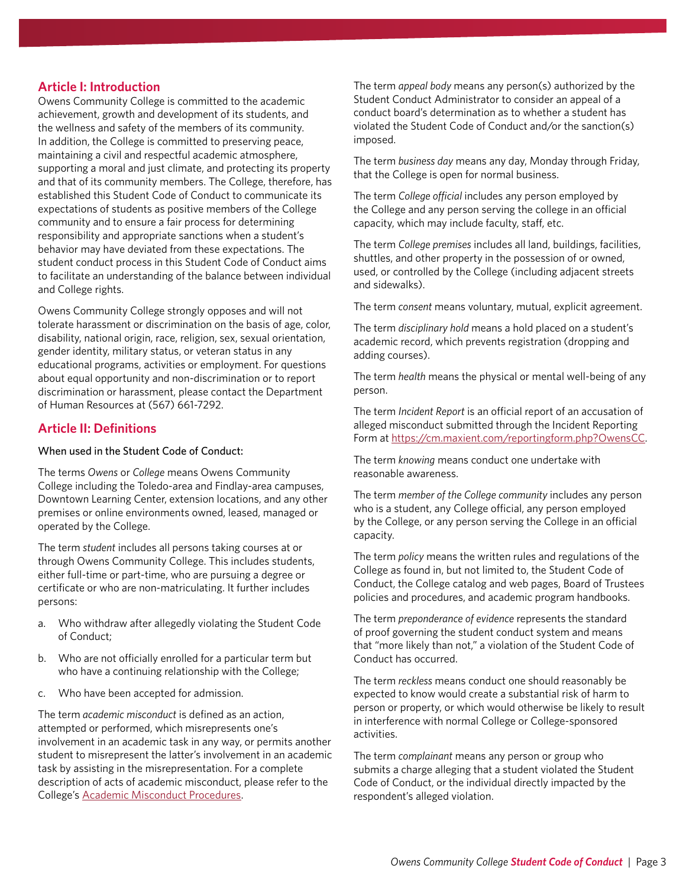## Article I: Introduction

Owens Community College is committed to the academic achievement, growth and development of its students, and the wellness and safety of the members of its community. In addition, the College is committed to preserving peace, maintaining a civil and respectful academic atmosphere, supporting a moral and just climate, and protecting its property and that of its community members. The College, therefore, has established this Student Code of Conduct to communicate its expectations of students as positive members of the College community and to ensure a fair process for determining responsibility and appropriate sanctions when a student's behavior may have deviated from these expectations. The student conduct process in this Student Code of Conduct aims to facilitate an understanding of the balance between individual and College rights.

Owens Community College strongly opposes and will not tolerate harassment or discrimination on the basis of age, color, disability, national origin, race, religion, sex, sexual orientation, gender identity, military status, or veteran status in any educational programs, activities or employment. For questions about equal opportunity and non-discrimination or to report discrimination or harassment, please contact the Department of Human Resources at (567) 661-7292.

## Article II: Definitions

When used in the Student Code of Conduct:

The terms *Owens* or *College* means Owens Community College including the Toledo-area and Findlay-area campuses, Downtown Learning Center, extension locations, and any other premises or online environments owned, leased, managed or operated by the College.

The term *student* includes all persons taking courses at or through Owens Community College. This includes students, either full-time or part-time, who are pursuing a degree or certificate or who are non-matriculating. It further includes persons:

a. Who withdraw after allegedly violating the Student Code of Conduct;
b. Who are not officially enrolled for a particular term but who have a continuing relationship with the College;
c. Who have been accepted for admission.

The term *academic misconduct* is defined as an action, attempted or performed, which misrepresents one's involvement in an academic task in any way, or permits another student to misrepresent the latter's involvement in an academic task by assisting in the misrepresentation. For a complete description of acts of academic misconduct, please refer to the College's Academic Misconduct Procedures.

The term *appeal body* means any person(s) authorized by the Student Conduct Administrator to consider an appeal of a conduct board's determination as to whether a student has violated the Student Code of Conduct and/or the sanction(s) imposed.

The term *business day* means any day, Monday through Friday, that the College is open for normal business.

The term *College official* includes any person employed by the College and any person serving the college in an official capacity, which may include faculty, staff, etc.

The term *College premises* includes all land, buildings, facilities, shuttles, and other property in the possession of or owned, used, or controlled by the College (including adjacent streets and sidewalks).

The term *consent* means voluntary, mutual, explicit agreement.

The term *disciplinary hold* means a hold placed on a student's academic record, which prevents registration (dropping and adding courses).

The term *health* means the physical or mental well-being of any person.

The term *Incident Report* is an official report of an accusation of alleged misconduct submitted through the Incident Reporting Form at https://cm.maxient.com/reportingform.php?OwensCC.

The term *knowing* means conduct one undertake with reasonable awareness.

The term *member of the College community* includes any person who is a student, any College official, any person employed by the College, or any person serving the College in an official capacity.

The term *policy* means the written rules and regulations of the College as found in, but not limited to, the Student Code of Conduct, the College catalog and web pages, Board of Trustees policies and procedures, and academic program handbooks.

The term *preponderance of evidence* represents the standard of proof governing the student conduct system and means that "more likely than not," a violation of the Student Code of Conduct has occurred.

The term *reckless* means conduct one should reasonably be expected to know would create a substantial risk of harm to person or property, or which would otherwise be likely to result in interference with normal College or College-sponsored activities.

The term *complainant* means any person or group who submits a charge alleging that a student violated the Student Code of Conduct, or the individual directly impacted by the respondent's alleged violation.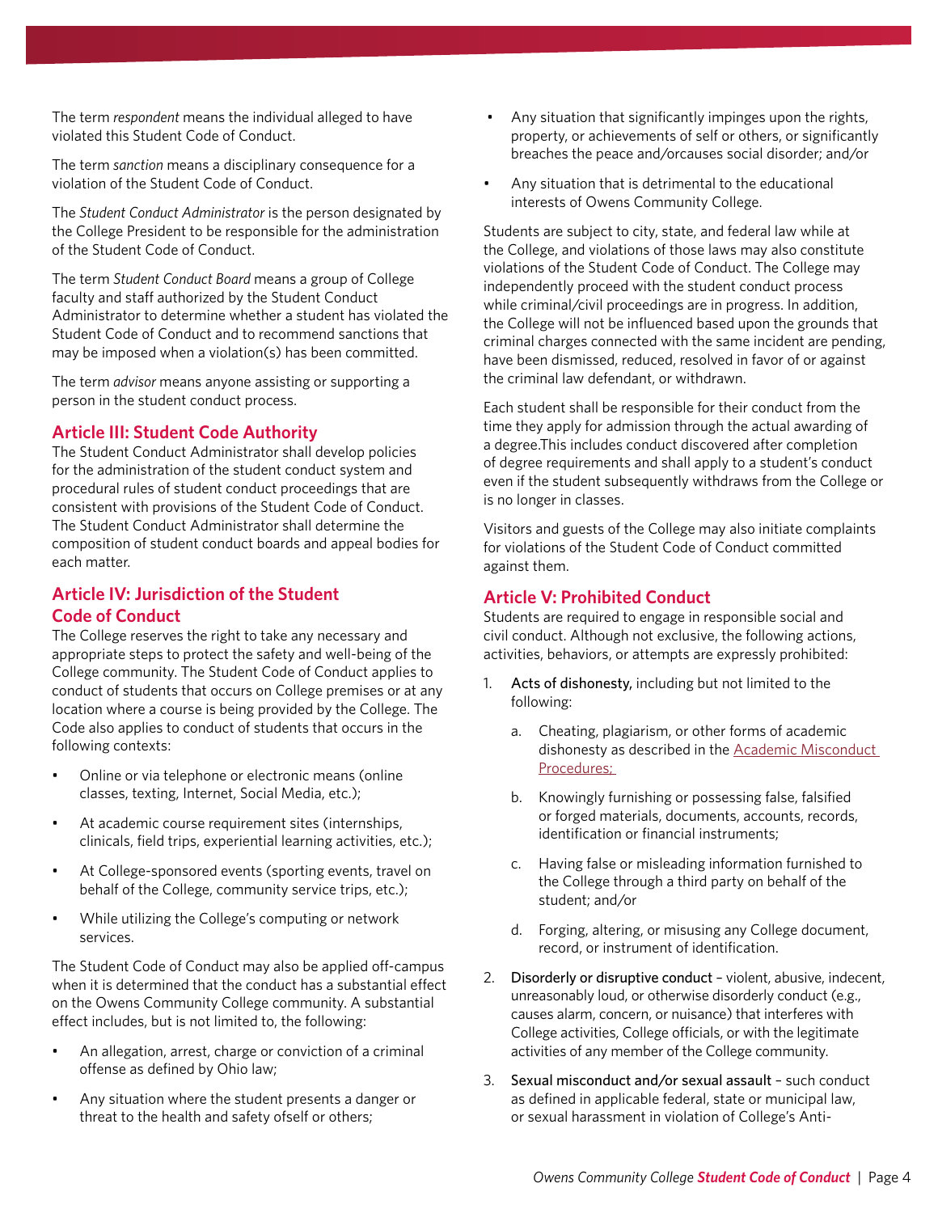The term *respondent* means the individual alleged to have violated this Student Code of Conduct.

The term *sanction* means a disciplinary consequence for a violation of the Student Code of Conduct.

The *Student Conduct Administrator* is the person designated by the College President to be responsible for the administration of the Student Code of Conduct.

The term *Student Conduct Board* means a group of College faculty and staff authorized by the Student Conduct Administrator to determine whether a student has violated the Student Code of Conduct and to recommend sanctions that may be imposed when a violation(s) has been committed.

The term *advisor* means anyone assisting or supporting a person in the student conduct process.

## Article III: Student Code Authority

The Student Conduct Administrator shall develop policies for the administration of the student conduct system and procedural rules of student conduct proceedings that are consistent with provisions of the Student Code of Conduct. The Student Conduct Administrator shall determine the composition of student conduct boards and appeal bodies for each matter.

## Article IV: Jurisdiction of the Student Code of Conduct

The College reserves the right to take any necessary and appropriate steps to protect the safety and well-being of the College community. The Student Code of Conduct applies to conduct of students that occurs on College premises or at any location where a course is being provided by the College. The Code also applies to conduct of students that occurs in the following contexts:

- Online or via telephone or electronic means (online classes, texting, Internet, Social Media, etc.);
- At academic course requirement sites (internships, clinicals, field trips, experiential learning activities, etc.);
- At College-sponsored events (sporting events, travel on behalf of the College, community service trips, etc.);
- While utilizing the College's computing or network services.

The Student Code of Conduct may also be applied off-campus when it is determined that the conduct has a substantial effect on the Owens Community College community. A substantial effect includes, but is not limited to, the following:

- An allegation, arrest, charge or conviction of a criminal offense as defined by Ohio law;
- Any situation where the student presents a danger or threat to the health and safety ofself or others;
- Any situation that significantly impinges upon the rights, property, or achievements of self or others, or significantly breaches the peace and/orcauses social disorder; and/or
- Any situation that is detrimental to the educational interests of Owens Community College.

Students are subject to city, state, and federal law while at the College, and violations of those laws may also constitute violations of the Student Code of Conduct. The College may independently proceed with the student conduct process while criminal/civil proceedings are in progress. In addition, the College will not be influenced based upon the grounds that criminal charges connected with the same incident are pending, have been dismissed, reduced, resolved in favor of or against the criminal law defendant, or withdrawn.

Each student shall be responsible for their conduct from the time they apply for admission through the actual awarding of a degree.This includes conduct discovered after completion of degree requirements and shall apply to a student's conduct even if the student subsequently withdraws from the College or is no longer in classes.

Visitors and guests of the College may also initiate complaints for violations of the Student Code of Conduct committed against them.

## Article V: Prohibited Conduct

Students are required to engage in responsible social and civil conduct. Although not exclusive, the following actions, activities, behaviors, or attempts are expressly prohibited:

1. Acts of dishonesty, including but not limited to the following:
   a. Cheating, plagiarism, or other forms of academic dishonesty as described in the Academic Misconduct Procedures;
   b. Knowingly furnishing or possessing false, falsified or forged materials, documents, accounts, records, identification or financial instruments;
   c. Having false or misleading information furnished to the College through a third party on behalf of the student; and/or
   d. Forging, altering, or misusing any College document, record, or instrument of identification.
2. Disorderly or disruptive conduct – violent, abusive, indecent, unreasonably loud, or otherwise disorderly conduct (e.g., causes alarm, concern, or nuisance) that interferes with College activities, College officials, or with the legitimate activities of any member of the College community.
3. Sexual misconduct and/or sexual assault – such conduct as defined in applicable federal, state or municipal law, or sexual harassment in violation of College's Anti-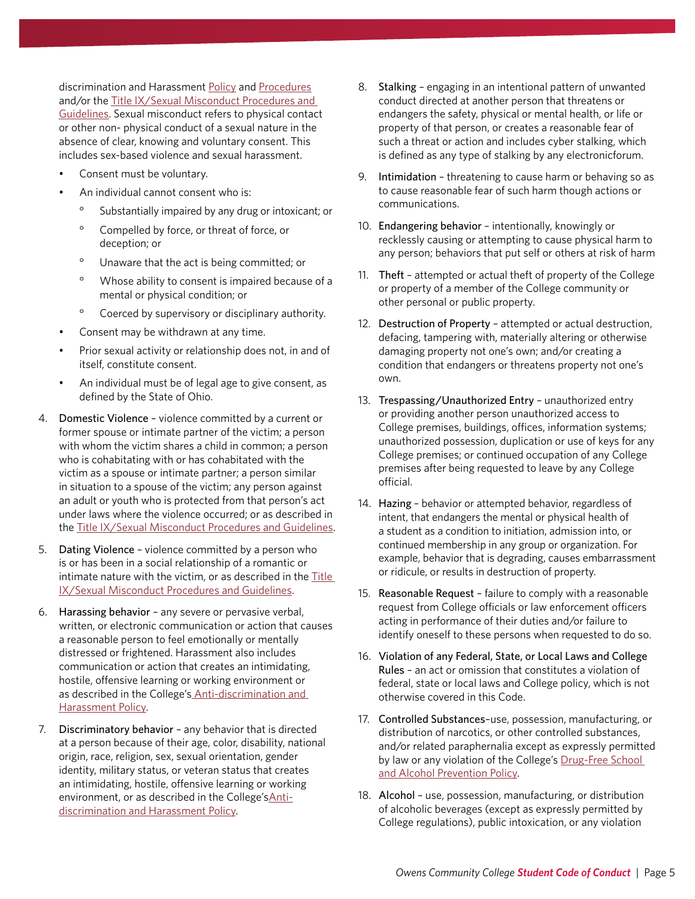discrimination and Harassment Policy and Procedures and/or the Title IX/Sexual Misconduct Procedures and Guidelines. Sexual misconduct refers to physical contact or other non- physical conduct of a sexual nature in the absence of clear, knowing and voluntary consent. This includes sex-based violence and sexual harassment.

- Consent must be voluntary.
- An individual cannot consent who is:
  - Substantially impaired by any drug or intoxicant; or
  - Compelled by force, or threat of force, or deception; or
  - Unaware that the act is being committed; or
  - Whose ability to consent is impaired because of a mental or physical condition; or
  - Coerced by supervisory or disciplinary authority.
- Consent may be withdrawn at any time.
- Prior sexual activity or relationship does not, in and of itself, constitute consent.
- An individual must be of legal age to give consent, as defined by the State of Ohio.

4. Domestic Violence – violence committed by a current or former spouse or intimate partner of the victim; a person with whom the victim shares a child in common; a person who is cohabitating with or has cohabitated with the victim as a spouse or intimate partner; a person similar in situation to a spouse of the victim; any person against an adult or youth who is protected from that person's act under laws where the violence occurred; or as described in the Title IX/Sexual Misconduct Procedures and Guidelines.
5. Dating Violence – violence committed by a person who is or has been in a social relationship of a romantic or intimate nature with the victim, or as described in the Title IX/Sexual Misconduct Procedures and Guidelines.
6. Harassing behavior – any severe or pervasive verbal, written, or electronic communication or action that causes a reasonable person to feel emotionally or mentally distressed or frightened. Harassment also includes communication or action that creates an intimidating, hostile, offensive learning or working environment or as described in the College's Anti-discrimination and Harassment Policy.
7. Discriminatory behavior – any behavior that is directed at a person because of their age, color, disability, national origin, race, religion, sex, sexual orientation, gender identity, military status, or veteran status that creates an intimidating, hostile, offensive learning or working environment, or as described in the College'sAnti-discrimination and Harassment Policy.
8. Stalking – engaging in an intentional pattern of unwanted conduct directed at another person that threatens or endangers the safety, physical or mental health, or life or property of that person, or creates a reasonable fear of such a threat or action and includes cyber stalking, which is defined as any type of stalking by any electronicforum.
9. Intimidation – threatening to cause harm or behaving so as to cause reasonable fear of such harm though actions or communications.
10. Endangering behavior – intentionally, knowingly or recklessly causing or attempting to cause physical harm to any person; behaviors that put self or others at risk of harm
11. Theft – attempted or actual theft of property of the College or property of a member of the College community or other personal or public property.
12. Destruction of Property – attempted or actual destruction, defacing, tampering with, materially altering or otherwise damaging property not one's own; and/or creating a condition that endangers or threatens property not one's own.
13. Trespassing/Unauthorized Entry – unauthorized entry or providing another person unauthorized access to College premises, buildings, offices, information systems; unauthorized possession, duplication or use of keys for any College premises; or continued occupation of any College premises after being requested to leave by any College official.
14. Hazing – behavior or attempted behavior, regardless of intent, that endangers the mental or physical health of a student as a condition to initiation, admission into, or continued membership in any group or organization. For example, behavior that is degrading, causes embarrassment or ridicule, or results in destruction of property.
15. Reasonable Request – failure to comply with a reasonable request from College officials or law enforcement officers acting in performance of their duties and/or failure to identify oneself to these persons when requested to do so.
16. Violation of any Federal, State, or Local Laws and College Rules – an act or omission that constitutes a violation of federal, state or local laws and College policy, which is not otherwise covered in this Code.
17. Controlled Substances–use, possession, manufacturing, or distribution of narcotics, or other controlled substances, and/or related paraphernalia except as expressly permitted by law or any violation of the College's Drug-Free School and Alcohol Prevention Policy.
18. Alcohol – use, possession, manufacturing, or distribution of alcoholic beverages (except as expressly permitted by College regulations), public intoxication, or any violation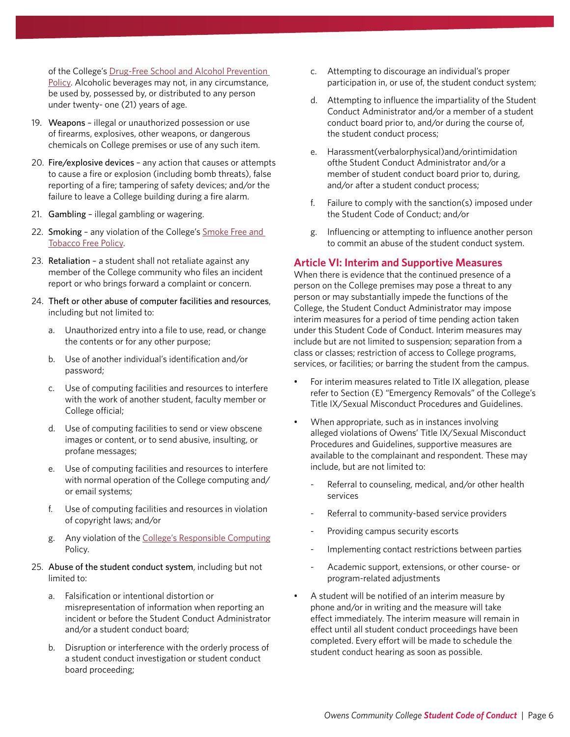of the College's Drug-Free School and Alcohol Prevention Policy. Alcoholic beverages may not, in any circumstance, be used by, possessed by, or distributed to any person under twenty- one (21) years of age.

19. Weapons – illegal or unauthorized possession or use of firearms, explosives, other weapons, or dangerous chemicals on College premises or use of any such item.
20. Fire/explosive devices – any action that causes or attempts to cause a fire or explosion (including bomb threats), false reporting of a fire; tampering of safety devices; and/or the failure to leave a College building during a fire alarm.
21. Gambling – illegal gambling or wagering.
22. Smoking – any violation of the College's Smoke Free and Tobacco Free Policy.
23. Retaliation – a student shall not retaliate against any member of the College community who files an incident report or who brings forward a complaint or concern.
24. Theft or other abuse of computer facilities and resources, including but not limited to:
    a. Unauthorized entry into a file to use, read, or change the contents or for any other purpose;
    b. Use of another individual's identification and/or password;
    c. Use of computing facilities and resources to interfere with the work of another student, faculty member or College official;
    d. Use of computing facilities to send or view obscene images or content, or to send abusive, insulting, or profane messages;
    e. Use of computing facilities and resources to interfere with normal operation of the College computing and/ or email systems;
    f. Use of computing facilities and resources in violation of copyright laws; and/or
    g. Any violation of the College's Responsible Computing Policy.
25. Abuse of the student conduct system, including but not limited to:
    a. Falsification or intentional distortion or misrepresentation of information when reporting an incident or before the Student Conduct Administrator and/or a student conduct board;
    b. Disruption or interference with the orderly process of a student conduct investigation or student conduct board proceeding;
    c. Attempting to discourage an individual's proper participation in, or use of, the student conduct system;
    d. Attempting to influence the impartiality of the Student Conduct Administrator and/or a member of a student conduct board prior to, and/or during the course of, the student conduct process;
    e. Harassment(verbalorphysical)and/orintimidation ofthe Student Conduct Administrator and/or a member of student conduct board prior to, during, and/or after a student conduct process;
    f. Failure to comply with the sanction(s) imposed under the Student Code of Conduct; and/or
    g. Influencing or attempting to influence another person to commit an abuse of the student conduct system.

## Article VI: Interim and Supportive Measures

When there is evidence that the continued presence of a person on the College premises may pose a threat to any person or may substantially impede the functions of the College, the Student Conduct Administrator may impose interim measures for a period of time pending action taken under this Student Code of Conduct. Interim measures may include but are not limited to suspension; separation from a class or classes; restriction of access to College programs, services, or facilities; or barring the student from the campus.

- For interim measures related to Title IX allegation, please refer to Section (E) "Emergency Removals" of the College's Title IX/Sexual Misconduct Procedures and Guidelines.
- When appropriate, such as in instances involving alleged violations of Owens' Title IX/Sexual Misconduct Procedures and Guidelines, supportive measures are available to the complainant and respondent. These may include, but are not limited to:
    - Referral to counseling, medical, and/or other health services
    - Referral to community-based service providers
    - Providing campus security escorts
    - Implementing contact restrictions between parties
    - Academic support, extensions, or other course- or program-related adjustments
- A student will be notified of an interim measure by phone and/or in writing and the measure will take effect immediately. The interim measure will remain in effect until all student conduct proceedings have been completed. Every effort will be made to schedule the student conduct hearing as soon as possible.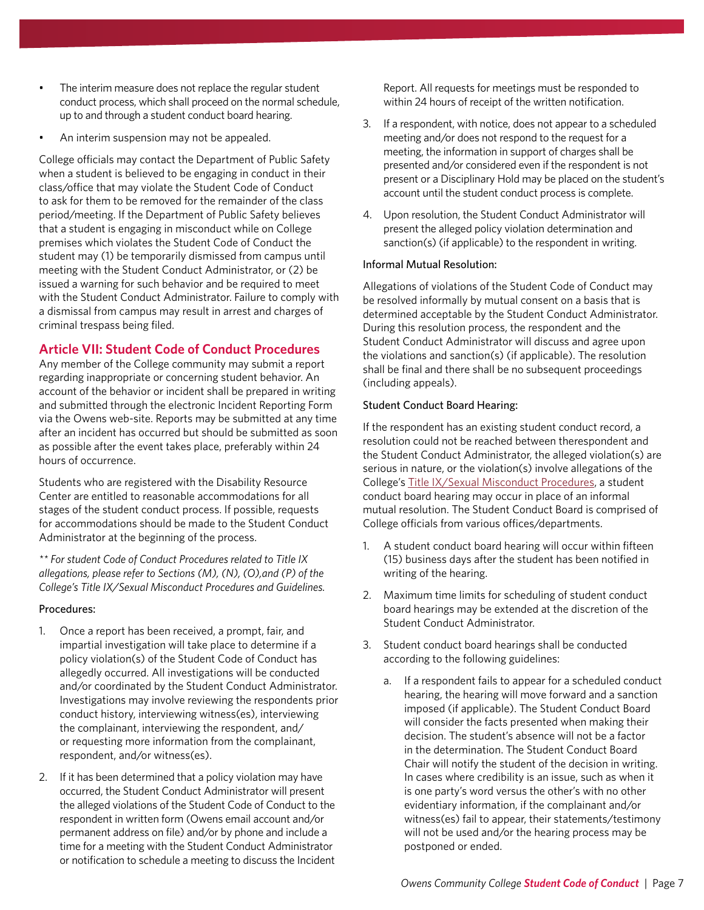- The interim measure does not replace the regular student conduct process, which shall proceed on the normal schedule, up to and through a student conduct board hearing.
- An interim suspension may not be appealed.

College officials may contact the Department of Public Safety when a student is believed to be engaging in conduct in their class/office that may violate the Student Code of Conduct to ask for them to be removed for the remainder of the class period/meeting. If the Department of Public Safety believes that a student is engaging in misconduct while on College premises which violates the Student Code of Conduct the student may (1) be temporarily dismissed from campus until meeting with the Student Conduct Administrator, or (2) be issued a warning for such behavior and be required to meet with the Student Conduct Administrator. Failure to comply with a dismissal from campus may result in arrest and charges of criminal trespass being filed.

## Article VII: Student Code of Conduct Procedures

Any member of the College community may submit a report regarding inappropriate or concerning student behavior. An account of the behavior or incident shall be prepared in writing and submitted through the electronic Incident Reporting Form via the Owens web-site. Reports may be submitted at any time after an incident has occurred but should be submitted as soon as possible after the event takes place, preferably within 24 hours of occurrence.

Students who are registered with the Disability Resource Center are entitled to reasonable accommodations for all stages of the student conduct process. If possible, requests for accommodations should be made to the Student Conduct Administrator at the beginning of the process.

*** For student Code of Conduct Procedures related to Title IX allegations, please refer to Sections (M), (N), (O),and (P) of the College's Title IX/Sexual Misconduct Procedures and Guidelines.*

Procedures:

1. Once a report has been received, a prompt, fair, and impartial investigation will take place to determine if a policy violation(s) of the Student Code of Conduct has allegedly occurred. All investigations will be conducted and/or coordinated by the Student Conduct Administrator. Investigations may involve reviewing the respondents prior conduct history, interviewing witness(es), interviewing the complainant, interviewing the respondent, and/or requesting more information from the complainant, respondent, and/or witness(es).
2. If it has been determined that a policy violation may have occurred, the Student Conduct Administrator will present the alleged violations of the Student Code of Conduct to the respondent in written form (Owens email account and/or permanent address on file) and/or by phone and include a time for a meeting with the Student Conduct Administrator or notification to schedule a meeting to discuss the Incident Report. All requests for meetings must be responded to within 24 hours of receipt of the written notification.
3. If a respondent, with notice, does not appear to a scheduled meeting and/or does not respond to the request for a meeting, the information in support of charges shall be presented and/or considered even if the respondent is not present or a Disciplinary Hold may be placed on the student's account until the student conduct process is complete.
4. Upon resolution, the Student Conduct Administrator will present the alleged policy violation determination and sanction(s) (if applicable) to the respondent in writing.

Informal Mutual Resolution:

Allegations of violations of the Student Code of Conduct may be resolved informally by mutual consent on a basis that is determined acceptable by the Student Conduct Administrator. During this resolution process, the respondent and the Student Conduct Administrator will discuss and agree upon the violations and sanction(s) (if applicable). The resolution shall be final and there shall be no subsequent proceedings (including appeals).

Student Conduct Board Hearing:

If the respondent has an existing student conduct record, a resolution could not be reached between therespondent and the Student Conduct Administrator, the alleged violation(s) are serious in nature, or the violation(s) involve allegations of the College's Title IX/Sexual Misconduct Procedures, a student conduct board hearing may occur in place of an informal mutual resolution. The Student Conduct Board is comprised of College officials from various offices/departments.

1. A student conduct board hearing will occur within fifteen (15) business days after the student has been notified in writing of the hearing.
2. Maximum time limits for scheduling of student conduct board hearings may be extended at the discretion of the Student Conduct Administrator.
3. Student conduct board hearings shall be conducted according to the following guidelines:
   a. If a respondent fails to appear for a scheduled conduct hearing, the hearing will move forward and a sanction imposed (if applicable). The Student Conduct Board will consider the facts presented when making their decision. The student's absence will not be a factor in the determination. The Student Conduct Board Chair will notify the student of the decision in writing. In cases where credibility is an issue, such as when it is one party's word versus the other's with no other evidentiary information, if the complainant and/or witness(es) fail to appear, their statements/testimony will not be used and/or the hearing process may be postponed or ended.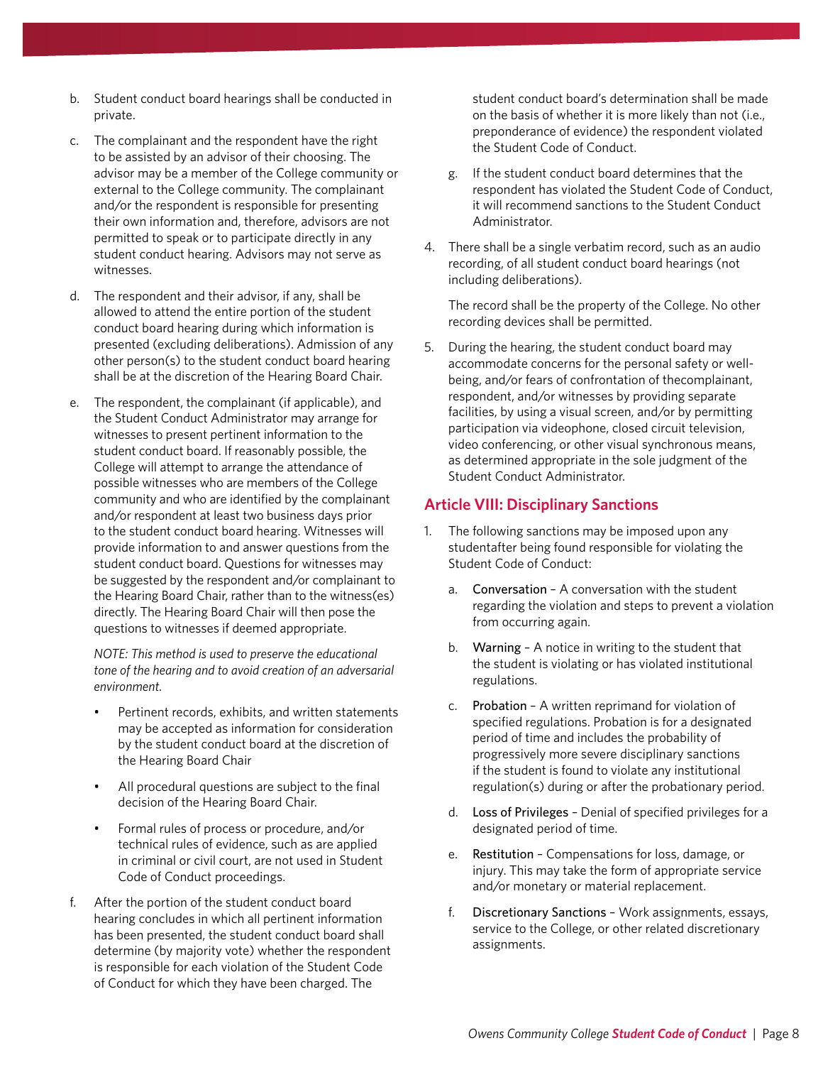b. Student conduct board hearings shall be conducted in private.

c. The complainant and the respondent have the right to be assisted by an advisor of their choosing. The advisor may be a member of the College community or external to the College community. The complainant and/or the respondent is responsible for presenting their own information and, therefore, advisors are not permitted to speak or to participate directly in any student conduct hearing. Advisors may not serve as witnesses.

d. The respondent and their advisor, if any, shall be allowed to attend the entire portion of the student conduct board hearing during which information is presented (excluding deliberations). Admission of any other person(s) to the student conduct board hearing shall be at the discretion of the Hearing Board Chair.

e. The respondent, the complainant (if applicable), and the Student Conduct Administrator may arrange for witnesses to present pertinent information to the student conduct board. If reasonably possible, the College will attempt to arrange the attendance of possible witnesses who are members of the College community and who are identified by the complainant and/or respondent at least two business days prior to the student conduct board hearing. Witnesses will provide information to and answer questions from the student conduct board. Questions for witnesses may be suggested by the respondent and/or complainant to the Hearing Board Chair, rather than to the witness(es) directly. The Hearing Board Chair will then pose the questions to witnesses if deemed appropriate.

   *NOTE: This method is used to preserve the educational tone of the hearing and to avoid creation of an adversarial environment.*

   - Pertinent records, exhibits, and written statements may be accepted as information for consideration by the student conduct board at the discretion of the Hearing Board Chair
   - All procedural questions are subject to the final decision of the Hearing Board Chair.
   - Formal rules of process or procedure, and/or technical rules of evidence, such as are applied in criminal or civil court, are not used in Student Code of Conduct proceedings.

f. After the portion of the student conduct board hearing concludes in which all pertinent information has been presented, the student conduct board shall determine (by majority vote) whether the respondent is responsible for each violation of the Student Code of Conduct for which they have been charged. The student conduct board's determination shall be made on the basis of whether it is more likely than not (i.e., preponderance of evidence) the respondent violated the Student Code of Conduct.

g. If the student conduct board determines that the respondent has violated the Student Code of Conduct, it will recommend sanctions to the Student Conduct Administrator.

4. There shall be a single verbatim record, such as an audio recording, of all student conduct board hearings (not including deliberations).

   The record shall be the property of the College. No other recording devices shall be permitted.

5. During the hearing, the student conduct board may accommodate concerns for the personal safety or well-being, and/or fears of confrontation of thecomplainant, respondent, and/or witnesses by providing separate facilities, by using a visual screen, and/or by permitting participation via videophone, closed circuit television, video conferencing, or other visual synchronous means, as determined appropriate in the sole judgment of the Student Conduct Administrator.

## Article VIII: Disciplinary Sanctions

1. The following sanctions may be imposed upon any studentafter being found responsible for violating the Student Code of Conduct:

   a. Conversation – A conversation with the student regarding the violation and steps to prevent a violation from occurring again.

   b. Warning – A notice in writing to the student that the student is violating or has violated institutional regulations.

   c. Probation – A written reprimand for violation of specified regulations. Probation is for a designated period of time and includes the probability of progressively more severe disciplinary sanctions if the student is found to violate any institutional regulation(s) during or after the probationary period.

   d. Loss of Privileges – Denial of specified privileges for a designated period of time.

   e. Restitution – Compensations for loss, damage, or injury. This may take the form of appropriate service and/or monetary or material replacement.

   f. Discretionary Sanctions – Work assignments, essays, service to the College, or other related discretionary assignments.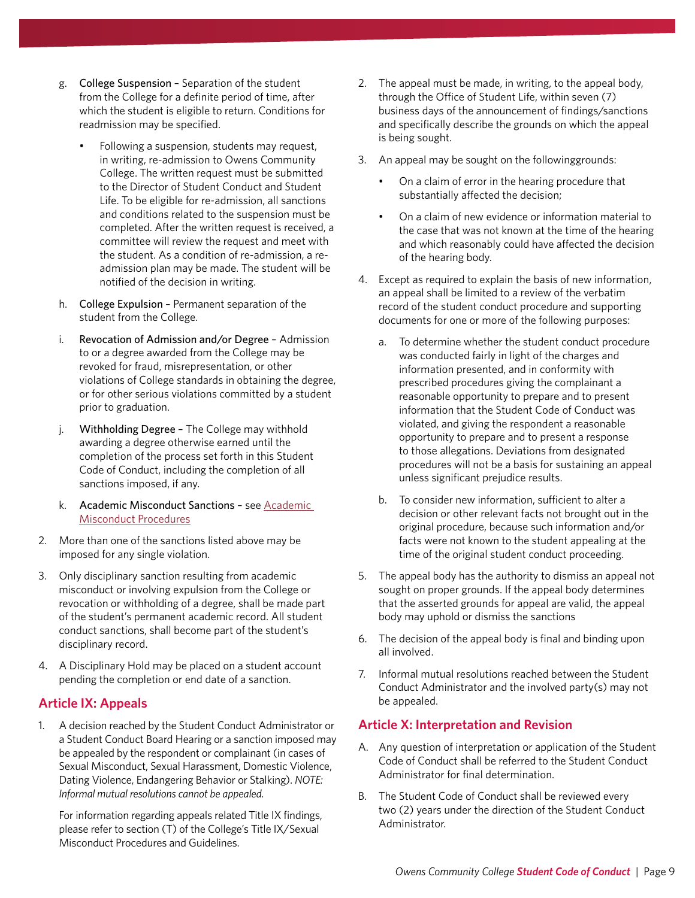g. College Suspension – Separation of the student from the College for a definite period of time, after which the student is eligible to return. Conditions for readmission may be specified.

  - Following a suspension, students may request, in writing, re-admission to Owens Community College. The written request must be submitted to the Director of Student Conduct and Student Life. To be eligible for re-admission, all sanctions and conditions related to the suspension must be completed. After the written request is received, a committee will review the request and meet with the student. As a condition of re-admission, a re-admission plan may be made. The student will be notified of the decision in writing.

h. College Expulsion – Permanent separation of the student from the College.

i. Revocation of Admission and/or Degree – Admission to or a degree awarded from the College may be revoked for fraud, misrepresentation, or other violations of College standards in obtaining the degree, or for other serious violations committed by a student prior to graduation.

j. Withholding Degree – The College may withhold awarding a degree otherwise earned until the completion of the process set forth in this Student Code of Conduct, including the completion of all sanctions imposed, if any.

k. Academic Misconduct Sanctions – see Academic Misconduct Procedures

2. More than one of the sanctions listed above may be imposed for any single violation.

3. Only disciplinary sanction resulting from academic misconduct or involving expulsion from the College or revocation or withholding of a degree, shall be made part of the student's permanent academic record. All student conduct sanctions, shall become part of the student's disciplinary record.

4. A Disciplinary Hold may be placed on a student account pending the completion or end date of a sanction.

## Article IX: Appeals

1. A decision reached by the Student Conduct Administrator or a Student Conduct Board Hearing or a sanction imposed may be appealed by the respondent or complainant (in cases of Sexual Misconduct, Sexual Harassment, Domestic Violence, Dating Violence, Endangering Behavior or Stalking). *NOTE: Informal mutual resolutions cannot be appealed.*

   For information regarding appeals related Title IX findings, please refer to section (T) of the College's Title IX/Sexual Misconduct Procedures and Guidelines.

2. The appeal must be made, in writing, to the appeal body, through the Office of Student Life, within seven (7) business days of the announcement of findings/sanctions and specifically describe the grounds on which the appeal is being sought.

3. An appeal may be sought on the followinggrounds:

   - On a claim of error in the hearing procedure that substantially affected the decision;
   - On a claim of new evidence or information material to the case that was not known at the time of the hearing and which reasonably could have affected the decision of the hearing body.

4. Except as required to explain the basis of new information, an appeal shall be limited to a review of the verbatim record of the student conduct procedure and supporting documents for one or more of the following purposes:

   a. To determine whether the student conduct procedure was conducted fairly in light of the charges and information presented, and in conformity with prescribed procedures giving the complainant a reasonable opportunity to prepare and to present information that the Student Code of Conduct was violated, and giving the respondent a reasonable opportunity to prepare and to present a response to those allegations. Deviations from designated procedures will not be a basis for sustaining an appeal unless significant prejudice results.

   b. To consider new information, sufficient to alter a decision or other relevant facts not brought out in the original procedure, because such information and/or facts were not known to the student appealing at the time of the original student conduct proceeding.

5. The appeal body has the authority to dismiss an appeal not sought on proper grounds. If the appeal body determines that the asserted grounds for appeal are valid, the appeal body may uphold or dismiss the sanctions

6. The decision of the appeal body is final and binding upon all involved.

7. Informal mutual resolutions reached between the Student Conduct Administrator and the involved party(s) may not be appealed.

## Article X: Interpretation and Revision

A. Any question of interpretation or application of the Student Code of Conduct shall be referred to the Student Conduct Administrator for final determination.

B. The Student Code of Conduct shall be reviewed every two (2) years under the direction of the Student Conduct Administrator.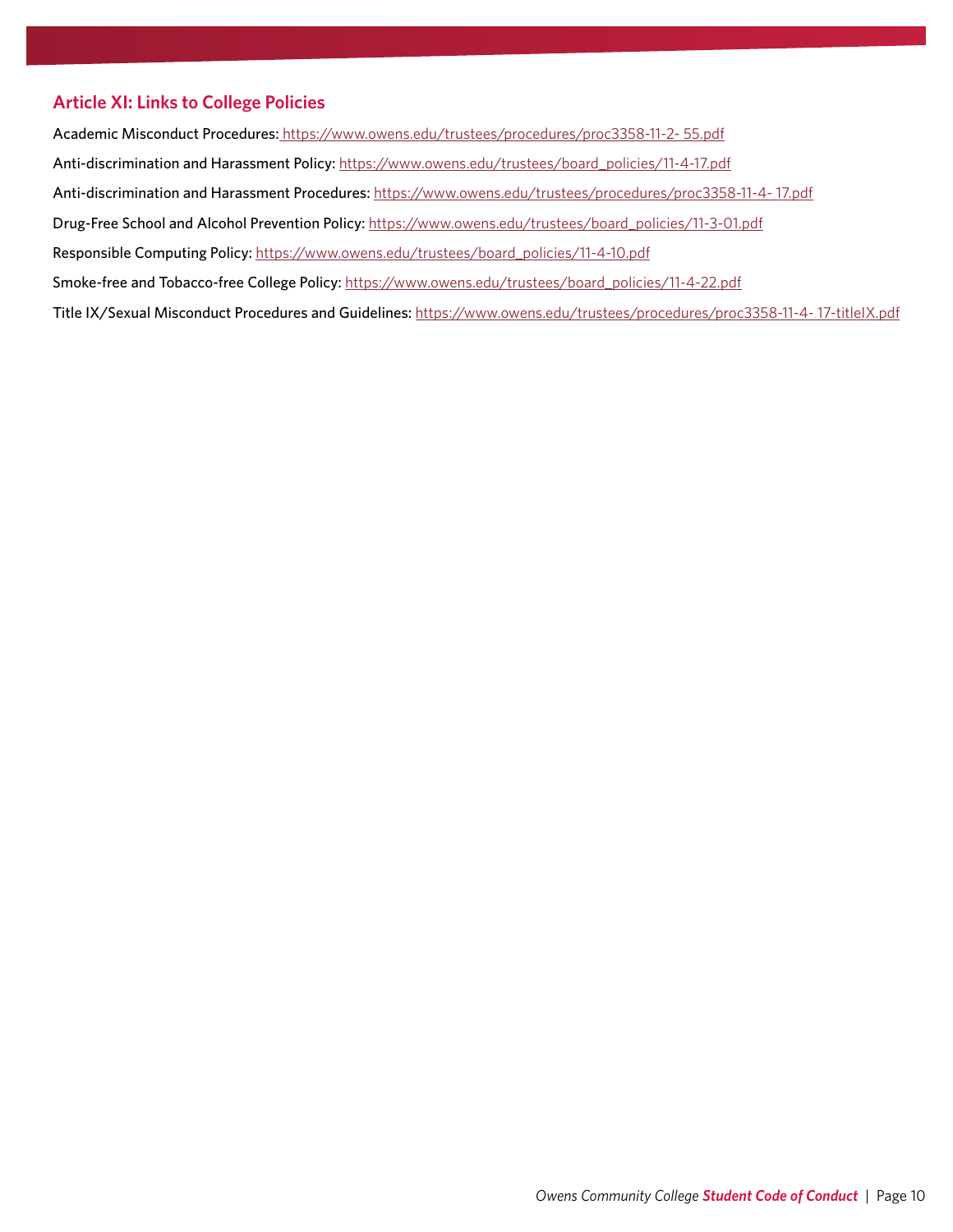## Article XI: Links to College Policies

Academic Misconduct Procedures: https://www.owens.edu/trustees/procedures/proc3358-11-2- 55.pdf

Anti-discrimination and Harassment Policy: https://www.owens.edu/trustees/board_policies/11-4-17.pdf

Anti-discrimination and Harassment Procedures: https://www.owens.edu/trustees/procedures/proc3358-11-4- 17.pdf

Drug-Free School and Alcohol Prevention Policy: https://www.owens.edu/trustees/board_policies/11-3-01.pdf

Responsible Computing Policy: https://www.owens.edu/trustees/board_policies/11-4-10.pdf

Smoke-free and Tobacco-free College Policy: https://www.owens.edu/trustees/board_policies/11-4-22.pdf

Title IX/Sexual Misconduct Procedures and Guidelines: https://www.owens.edu/trustees/procedures/proc3358-11-4- 17-titleIX.pdf